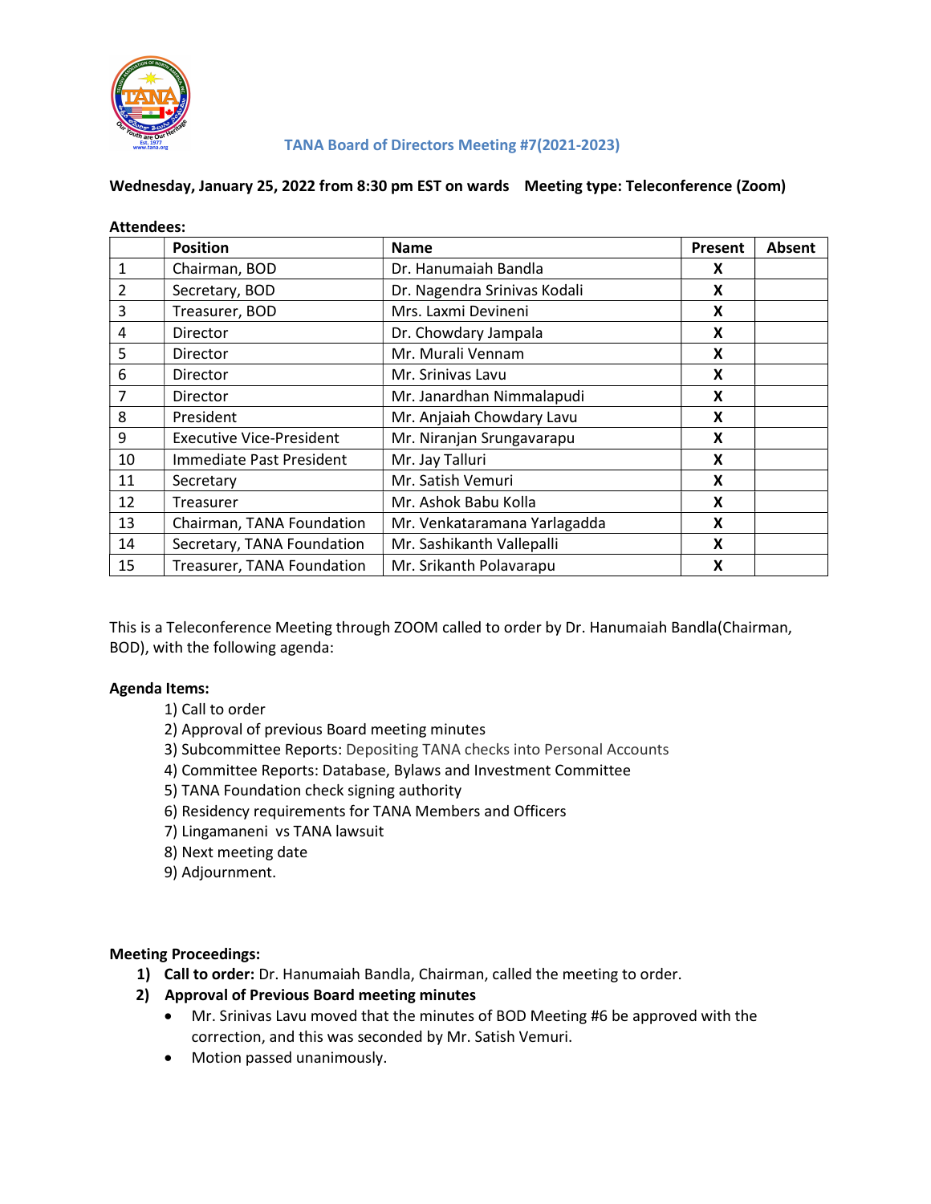# TANA Board of Directors Meeting #7(2021-2023)

**Wednesday, January 25, 2022 from 8:30 pm EST on wards    Meeting type: Teleconference (Zoom)**

**Attendees:**

| | Position | Name | Present | Absent |
|---|---|---|---|---|
| 1 | Chairman, BOD | Dr. Hanumaiah Bandla | X | |
| 2 | Secretary, BOD | Dr. Nagendra Srinivas Kodali | X | |
| 3 | Treasurer, BOD | Mrs. Laxmi Devineni | X | |
| 4 | Director | Dr. Chowdary Jampala | X | |
| 5 | Director | Mr. Murali Vennam | X | |
| 6 | Director | Mr. Srinivas Lavu | X | |
| 7 | Director | Mr. Janardhan Nimmalapudi | X | |
| 8 | President | Mr. Anjaiah Chowdary Lavu | X | |
| 9 | Executive Vice-President | Mr. Niranjan Srungavarapu | X | |
| 10 | Immediate Past President | Mr. Jay Talluri | X | |
| 11 | Secretary | Mr. Satish Vemuri | X | |
| 12 | Treasurer | Mr. Ashok Babu Kolla | X | |
| 13 | Chairman, TANA Foundation | Mr. Venkataramana Yarlagadda | X | |
| 14 | Secretary, TANA Foundation | Mr. Sashikanth Vallepalli | X | |
| 15 | Treasurer, TANA Foundation | Mr. Srikanth Polavarapu | X | |

This is a Teleconference Meeting through ZOOM called to order by Dr. Hanumaiah Bandla(Chairman, BOD), with the following agenda:

**Agenda Items:**

1) Call to order
2) Approval of previous Board meeting minutes
3) Subcommittee Reports: Depositing TANA checks into Personal Accounts
4) Committee Reports: Database, Bylaws and Investment Committee
5) TANA Foundation check signing authority
6) Residency requirements for TANA Members and Officers
7) Lingamaneni vs TANA lawsuit
8) Next meeting date
9) Adjournment.

**Meeting Proceedings:**

1) **Call to order:** Dr. Hanumaiah Bandla, Chairman, called the meeting to order.
2) **Approval of Previous Board meeting minutes**
   - Mr. Srinivas Lavu moved that the minutes of BOD Meeting #6 be approved with the correction, and this was seconded by Mr. Satish Vemuri.
   - Motion passed unanimously.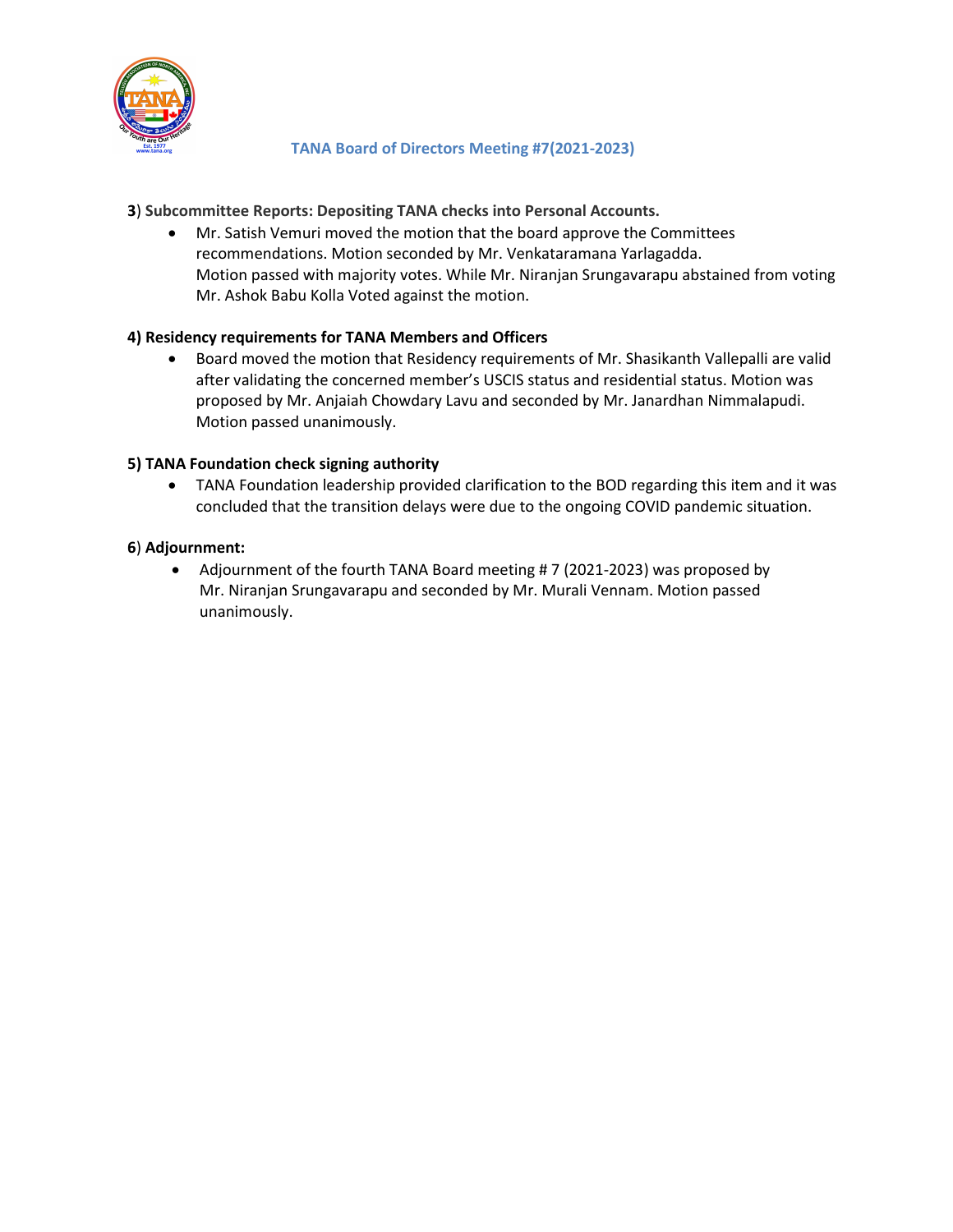**3**) **Subcommittee Reports: Depositing TANA checks into Personal Accounts.**

- Mr. Satish Vemuri moved the motion that the board approve the Committees recommendations. Motion seconded by Mr. Venkataramana Yarlagadda.
  Motion passed with majority votes. While Mr. Niranjan Srungavarapu abstained from voting Mr. Ashok Babu Kolla Voted against the motion.

**4) Residency requirements for TANA Members and Officers**

- Board moved the motion that Residency requirements of Mr. Shasikanth Vallepalli are valid after validating the concerned member's USCIS status and residential status. Motion was proposed by Mr. Anjaiah Chowdary Lavu and seconded by Mr. Janardhan Nimmalapudi. Motion passed unanimously.

**5) TANA Foundation check signing authority**

- TANA Foundation leadership provided clarification to the BOD regarding this item and it was concluded that the transition delays were due to the ongoing COVID pandemic situation.

**6**) **Adjournment:**

- Adjournment of the fourth TANA Board meeting # 7 (2021-2023) was proposed by Mr. Niranjan Srungavarapu and seconded by Mr. Murali Vennam. Motion passed unanimously.